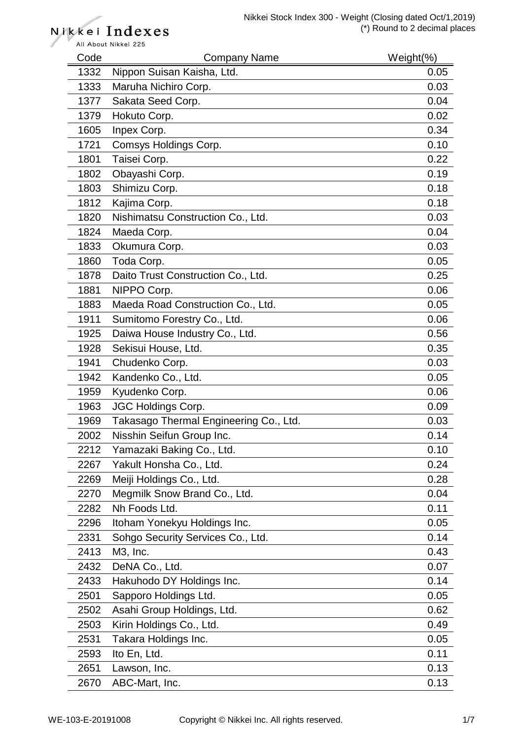Nikkei Indexes
All About Nikkei 225

Nikkei Stock Index 300 - Weight (Closing dated Oct/1,2019)
(*) Round to 2 decimal places

| Code | Company Name | Weight(%) |
|---|---|---|
| 1332 | Nippon Suisan Kaisha, Ltd. | 0.05 |
| 1333 | Maruha Nichiro Corp. | 0.03 |
| 1377 | Sakata Seed Corp. | 0.04 |
| 1379 | Hokuto Corp. | 0.02 |
| 1605 | Inpex Corp. | 0.34 |
| 1721 | Comsys Holdings Corp. | 0.10 |
| 1801 | Taisei Corp. | 0.22 |
| 1802 | Obayashi Corp. | 0.19 |
| 1803 | Shimizu Corp. | 0.18 |
| 1812 | Kajima Corp. | 0.18 |
| 1820 | Nishimatsu Construction Co., Ltd. | 0.03 |
| 1824 | Maeda Corp. | 0.04 |
| 1833 | Okumura Corp. | 0.03 |
| 1860 | Toda Corp. | 0.05 |
| 1878 | Daito Trust Construction Co., Ltd. | 0.25 |
| 1881 | NIPPO Corp. | 0.06 |
| 1883 | Maeda Road Construction Co., Ltd. | 0.05 |
| 1911 | Sumitomo Forestry Co., Ltd. | 0.06 |
| 1925 | Daiwa House Industry Co., Ltd. | 0.56 |
| 1928 | Sekisui House, Ltd. | 0.35 |
| 1941 | Chudenko Corp. | 0.03 |
| 1942 | Kandenko Co., Ltd. | 0.05 |
| 1959 | Kyudenko Corp. | 0.06 |
| 1963 | JGC Holdings Corp. | 0.09 |
| 1969 | Takasago Thermal Engineering Co., Ltd. | 0.03 |
| 2002 | Nisshin Seifun Group Inc. | 0.14 |
| 2212 | Yamazaki Baking Co., Ltd. | 0.10 |
| 2267 | Yakult Honsha Co., Ltd. | 0.24 |
| 2269 | Meiji Holdings Co., Ltd. | 0.28 |
| 2270 | Megmilk Snow Brand Co., Ltd. | 0.04 |
| 2282 | Nh Foods Ltd. | 0.11 |
| 2296 | Itoham Yonekyu Holdings Inc. | 0.05 |
| 2331 | Sohgo Security Services Co., Ltd. | 0.14 |
| 2413 | M3, Inc. | 0.43 |
| 2432 | DeNA Co., Ltd. | 0.07 |
| 2433 | Hakuhodo DY Holdings Inc. | 0.14 |
| 2501 | Sapporo Holdings Ltd. | 0.05 |
| 2502 | Asahi Group Holdings, Ltd. | 0.62 |
| 2503 | Kirin Holdings Co., Ltd. | 0.49 |
| 2531 | Takara Holdings Inc. | 0.05 |
| 2593 | Ito En, Ltd. | 0.11 |
| 2651 | Lawson, Inc. | 0.13 |
| 2670 | ABC-Mart, Inc. | 0.13 |

WE-103-E-20191008 Copyright © Nikkei Inc. All rights reserved.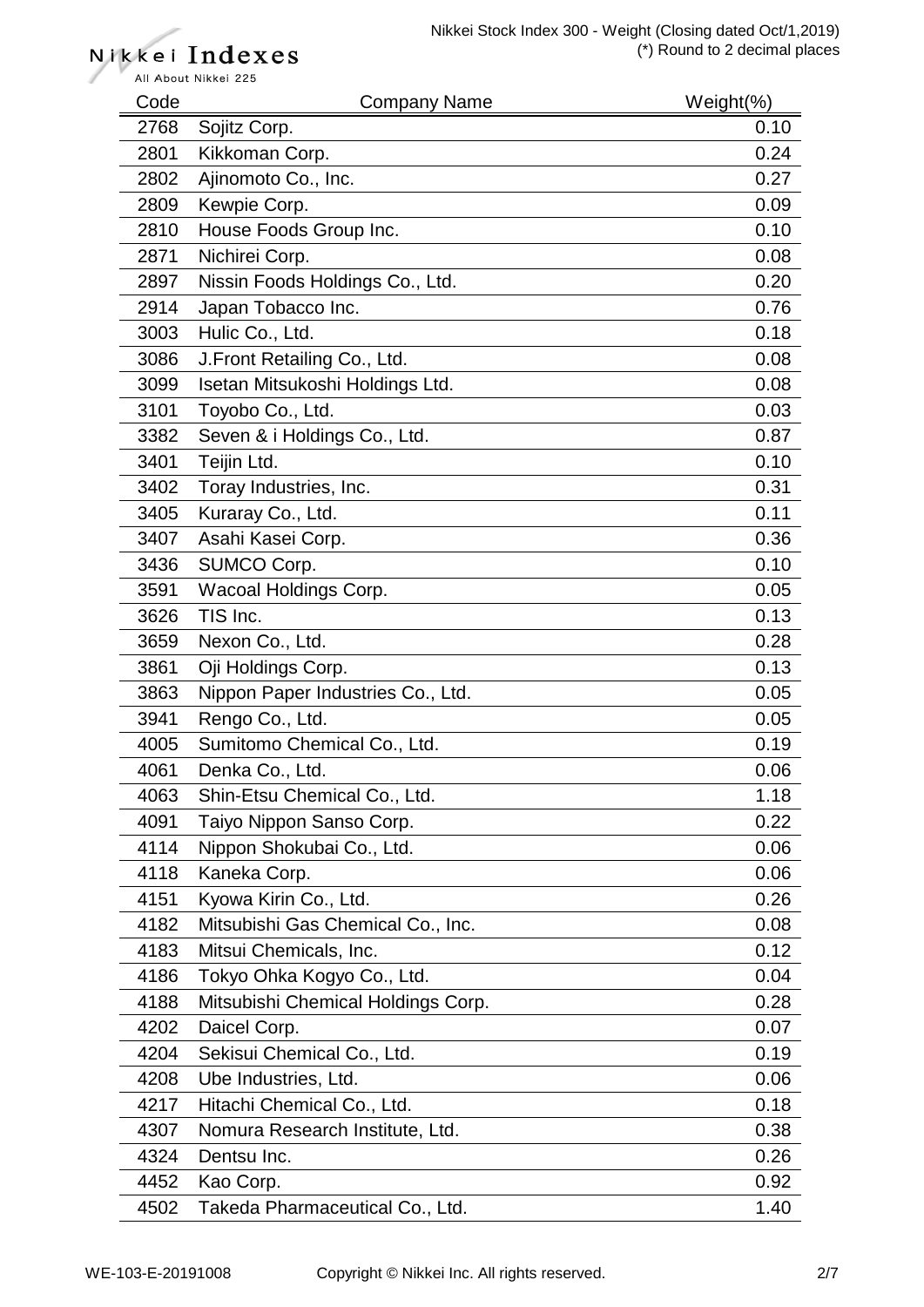| Code | Company Name | Weight(%) |
|---|---|---|
| 2768 | Sojitz Corp. | 0.10 |
| 2801 | Kikkoman Corp. | 0.24 |
| 2802 | Ajinomoto Co., Inc. | 0.27 |
| 2809 | Kewpie Corp. | 0.09 |
| 2810 | House Foods Group Inc. | 0.10 |
| 2871 | Nichirei Corp. | 0.08 |
| 2897 | Nissin Foods Holdings Co., Ltd. | 0.20 |
| 2914 | Japan Tobacco Inc. | 0.76 |
| 3003 | Hulic Co., Ltd. | 0.18 |
| 3086 | J.Front Retailing Co., Ltd. | 0.08 |
| 3099 | Isetan Mitsukoshi Holdings Ltd. | 0.08 |
| 3101 | Toyobo Co., Ltd. | 0.03 |
| 3382 | Seven & i Holdings Co., Ltd. | 0.87 |
| 3401 | Teijin Ltd. | 0.10 |
| 3402 | Toray Industries, Inc. | 0.31 |
| 3405 | Kuraray Co., Ltd. | 0.11 |
| 3407 | Asahi Kasei Corp. | 0.36 |
| 3436 | SUMCO Corp. | 0.10 |
| 3591 | Wacoal Holdings Corp. | 0.05 |
| 3626 | TIS Inc. | 0.13 |
| 3659 | Nexon Co., Ltd. | 0.28 |
| 3861 | Oji Holdings Corp. | 0.13 |
| 3863 | Nippon Paper Industries Co., Ltd. | 0.05 |
| 3941 | Rengo Co., Ltd. | 0.05 |
| 4005 | Sumitomo Chemical Co., Ltd. | 0.19 |
| 4061 | Denka Co., Ltd. | 0.06 |
| 4063 | Shin-Etsu Chemical Co., Ltd. | 1.18 |
| 4091 | Taiyo Nippon Sanso Corp. | 0.22 |
| 4114 | Nippon Shokubai Co., Ltd. | 0.06 |
| 4118 | Kaneka Corp. | 0.06 |
| 4151 | Kyowa Kirin Co., Ltd. | 0.26 |
| 4182 | Mitsubishi Gas Chemical Co., Inc. | 0.08 |
| 4183 | Mitsui Chemicals, Inc. | 0.12 |
| 4186 | Tokyo Ohka Kogyo Co., Ltd. | 0.04 |
| 4188 | Mitsubishi Chemical Holdings Corp. | 0.28 |
| 4202 | Daicel Corp. | 0.07 |
| 4204 | Sekisui Chemical Co., Ltd. | 0.19 |
| 4208 | Ube Industries, Ltd. | 0.06 |
| 4217 | Hitachi Chemical Co., Ltd. | 0.18 |
| 4307 | Nomura Research Institute, Ltd. | 0.38 |
| 4324 | Dentsu Inc. | 0.26 |
| 4452 | Kao Corp. | 0.92 |
| 4502 | Takeda Pharmaceutical Co., Ltd. | 1.40 |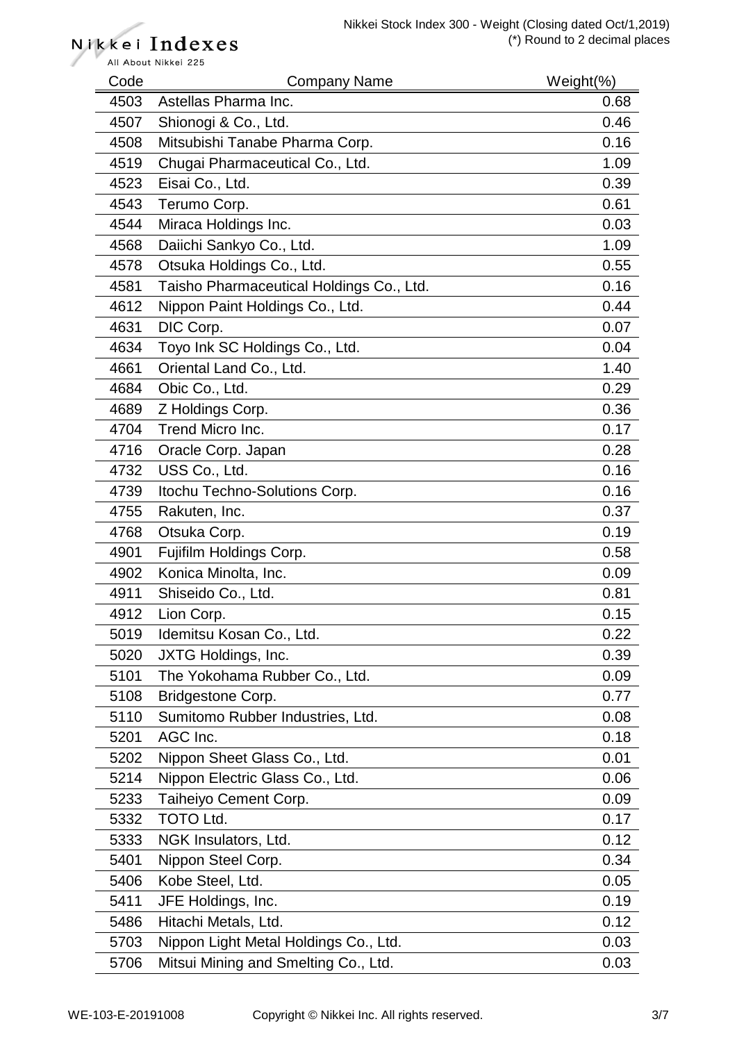| Code | Company Name | Weight(%) |
|---|---|---|
| 4503 | Astellas Pharma Inc. | 0.68 |
| 4507 | Shionogi & Co., Ltd. | 0.46 |
| 4508 | Mitsubishi Tanabe Pharma Corp. | 0.16 |
| 4519 | Chugai Pharmaceutical Co., Ltd. | 1.09 |
| 4523 | Eisai Co., Ltd. | 0.39 |
| 4543 | Terumo Corp. | 0.61 |
| 4544 | Miraca Holdings Inc. | 0.03 |
| 4568 | Daiichi Sankyo Co., Ltd. | 1.09 |
| 4578 | Otsuka Holdings Co., Ltd. | 0.55 |
| 4581 | Taisho Pharmaceutical Holdings Co., Ltd. | 0.16 |
| 4612 | Nippon Paint Holdings Co., Ltd. | 0.44 |
| 4631 | DIC Corp. | 0.07 |
| 4634 | Toyo Ink SC Holdings Co., Ltd. | 0.04 |
| 4661 | Oriental Land Co., Ltd. | 1.40 |
| 4684 | Obic Co., Ltd. | 0.29 |
| 4689 | Z Holdings Corp. | 0.36 |
| 4704 | Trend Micro Inc. | 0.17 |
| 4716 | Oracle Corp. Japan | 0.28 |
| 4732 | USS Co., Ltd. | 0.16 |
| 4739 | Itochu Techno-Solutions Corp. | 0.16 |
| 4755 | Rakuten, Inc. | 0.37 |
| 4768 | Otsuka Corp. | 0.19 |
| 4901 | Fujifilm Holdings Corp. | 0.58 |
| 4902 | Konica Minolta, Inc. | 0.09 |
| 4911 | Shiseido Co., Ltd. | 0.81 |
| 4912 | Lion Corp. | 0.15 |
| 5019 | Idemitsu Kosan Co., Ltd. | 0.22 |
| 5020 | JXTG Holdings, Inc. | 0.39 |
| 5101 | The Yokohama Rubber Co., Ltd. | 0.09 |
| 5108 | Bridgestone Corp. | 0.77 |
| 5110 | Sumitomo Rubber Industries, Ltd. | 0.08 |
| 5201 | AGC Inc. | 0.18 |
| 5202 | Nippon Sheet Glass Co., Ltd. | 0.01 |
| 5214 | Nippon Electric Glass Co., Ltd. | 0.06 |
| 5233 | Taiheiyo Cement Corp. | 0.09 |
| 5332 | TOTO Ltd. | 0.17 |
| 5333 | NGK Insulators, Ltd. | 0.12 |
| 5401 | Nippon Steel Corp. | 0.34 |
| 5406 | Kobe Steel, Ltd. | 0.05 |
| 5411 | JFE Holdings, Inc. | 0.19 |
| 5486 | Hitachi Metals, Ltd. | 0.12 |
| 5703 | Nippon Light Metal Holdings Co., Ltd. | 0.03 |
| 5706 | Mitsui Mining and Smelting Co., Ltd. | 0.03 |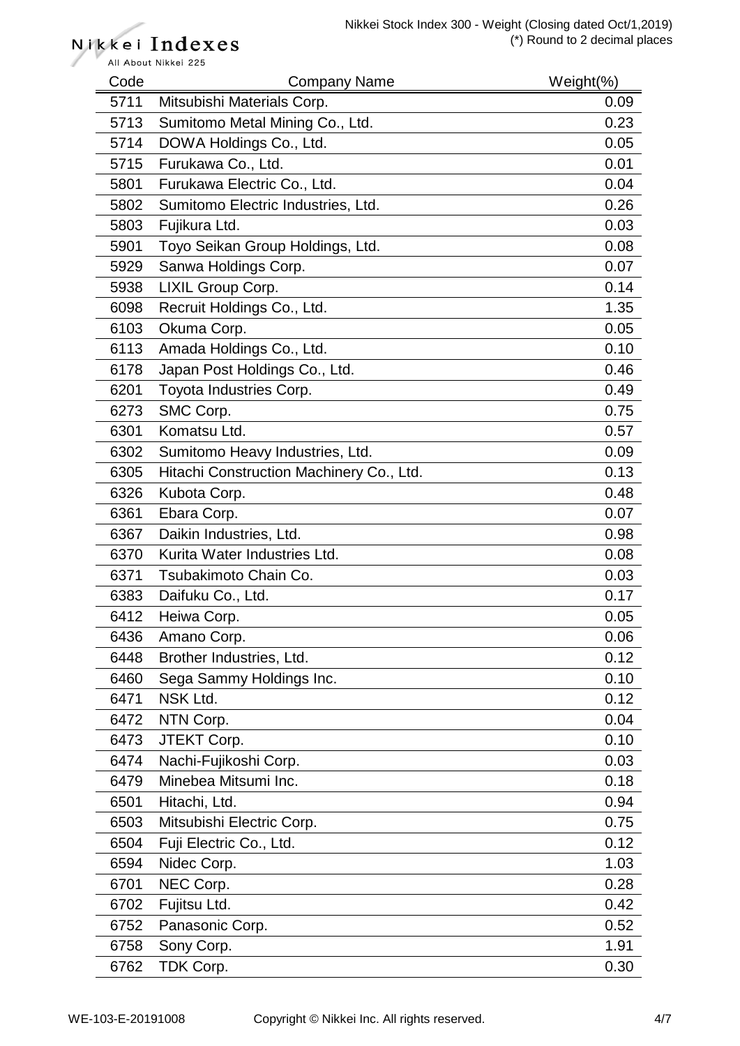| Code | Company Name | Weight(%) |
|---|---|---|
| 5711 | Mitsubishi Materials Corp. | 0.09 |
| 5713 | Sumitomo Metal Mining Co., Ltd. | 0.23 |
| 5714 | DOWA Holdings Co., Ltd. | 0.05 |
| 5715 | Furukawa Co., Ltd. | 0.01 |
| 5801 | Furukawa Electric Co., Ltd. | 0.04 |
| 5802 | Sumitomo Electric Industries, Ltd. | 0.26 |
| 5803 | Fujikura Ltd. | 0.03 |
| 5901 | Toyo Seikan Group Holdings, Ltd. | 0.08 |
| 5929 | Sanwa Holdings Corp. | 0.07 |
| 5938 | LIXIL Group Corp. | 0.14 |
| 6098 | Recruit Holdings Co., Ltd. | 1.35 |
| 6103 | Okuma Corp. | 0.05 |
| 6113 | Amada Holdings Co., Ltd. | 0.10 |
| 6178 | Japan Post Holdings Co., Ltd. | 0.46 |
| 6201 | Toyota Industries Corp. | 0.49 |
| 6273 | SMC Corp. | 0.75 |
| 6301 | Komatsu Ltd. | 0.57 |
| 6302 | Sumitomo Heavy Industries, Ltd. | 0.09 |
| 6305 | Hitachi Construction Machinery Co., Ltd. | 0.13 |
| 6326 | Kubota Corp. | 0.48 |
| 6361 | Ebara Corp. | 0.07 |
| 6367 | Daikin Industries, Ltd. | 0.98 |
| 6370 | Kurita Water Industries Ltd. | 0.08 |
| 6371 | Tsubakimoto Chain Co. | 0.03 |
| 6383 | Daifuku Co., Ltd. | 0.17 |
| 6412 | Heiwa Corp. | 0.05 |
| 6436 | Amano Corp. | 0.06 |
| 6448 | Brother Industries, Ltd. | 0.12 |
| 6460 | Sega Sammy Holdings Inc. | 0.10 |
| 6471 | NSK Ltd. | 0.12 |
| 6472 | NTN Corp. | 0.04 |
| 6473 | JTEKT Corp. | 0.10 |
| 6474 | Nachi-Fujikoshi Corp. | 0.03 |
| 6479 | Minebea Mitsumi Inc. | 0.18 |
| 6501 | Hitachi, Ltd. | 0.94 |
| 6503 | Mitsubishi Electric Corp. | 0.75 |
| 6504 | Fuji Electric Co., Ltd. | 0.12 |
| 6594 | Nidec Corp. | 1.03 |
| 6701 | NEC Corp. | 0.28 |
| 6702 | Fujitsu Ltd. | 0.42 |
| 6752 | Panasonic Corp. | 0.52 |
| 6758 | Sony Corp. | 1.91 |
| 6762 | TDK Corp. | 0.30 |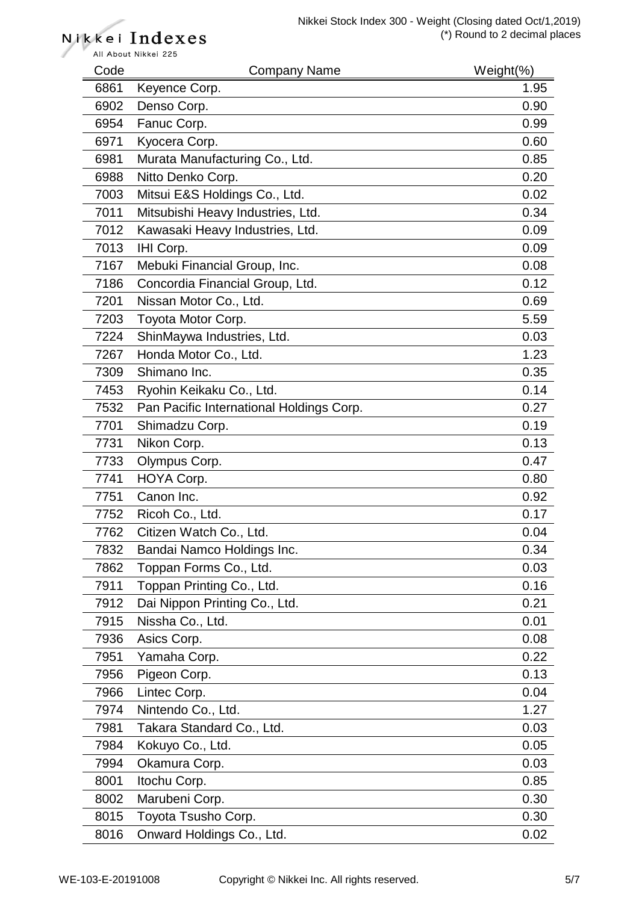| Code | Company Name | Weight(%) |
|---|---|---|
| 6861 | Keyence Corp. | 1.95 |
| 6902 | Denso Corp. | 0.90 |
| 6954 | Fanuc Corp. | 0.99 |
| 6971 | Kyocera Corp. | 0.60 |
| 6981 | Murata Manufacturing Co., Ltd. | 0.85 |
| 6988 | Nitto Denko Corp. | 0.20 |
| 7003 | Mitsui E&S Holdings Co., Ltd. | 0.02 |
| 7011 | Mitsubishi Heavy Industries, Ltd. | 0.34 |
| 7012 | Kawasaki Heavy Industries, Ltd. | 0.09 |
| 7013 | IHI Corp. | 0.09 |
| 7167 | Mebuki Financial Group, Inc. | 0.08 |
| 7186 | Concordia Financial Group, Ltd. | 0.12 |
| 7201 | Nissan Motor Co., Ltd. | 0.69 |
| 7203 | Toyota Motor Corp. | 5.59 |
| 7224 | ShinMaywa Industries, Ltd. | 0.03 |
| 7267 | Honda Motor Co., Ltd. | 1.23 |
| 7309 | Shimano Inc. | 0.35 |
| 7453 | Ryohin Keikaku Co., Ltd. | 0.14 |
| 7532 | Pan Pacific International Holdings Corp. | 0.27 |
| 7701 | Shimadzu Corp. | 0.19 |
| 7731 | Nikon Corp. | 0.13 |
| 7733 | Olympus Corp. | 0.47 |
| 7741 | HOYA Corp. | 0.80 |
| 7751 | Canon Inc. | 0.92 |
| 7752 | Ricoh Co., Ltd. | 0.17 |
| 7762 | Citizen Watch Co., Ltd. | 0.04 |
| 7832 | Bandai Namco Holdings Inc. | 0.34 |
| 7862 | Toppan Forms Co., Ltd. | 0.03 |
| 7911 | Toppan Printing Co., Ltd. | 0.16 |
| 7912 | Dai Nippon Printing Co., Ltd. | 0.21 |
| 7915 | Nissha Co., Ltd. | 0.01 |
| 7936 | Asics Corp. | 0.08 |
| 7951 | Yamaha Corp. | 0.22 |
| 7956 | Pigeon Corp. | 0.13 |
| 7966 | Lintec Corp. | 0.04 |
| 7974 | Nintendo Co., Ltd. | 1.27 |
| 7981 | Takara Standard Co., Ltd. | 0.03 |
| 7984 | Kokuyo Co., Ltd. | 0.05 |
| 7994 | Okamura Corp. | 0.03 |
| 8001 | Itochu Corp. | 0.85 |
| 8002 | Marubeni Corp. | 0.30 |
| 8015 | Toyota Tsusho Corp. | 0.30 |
| 8016 | Onward Holdings Co., Ltd. | 0.02 |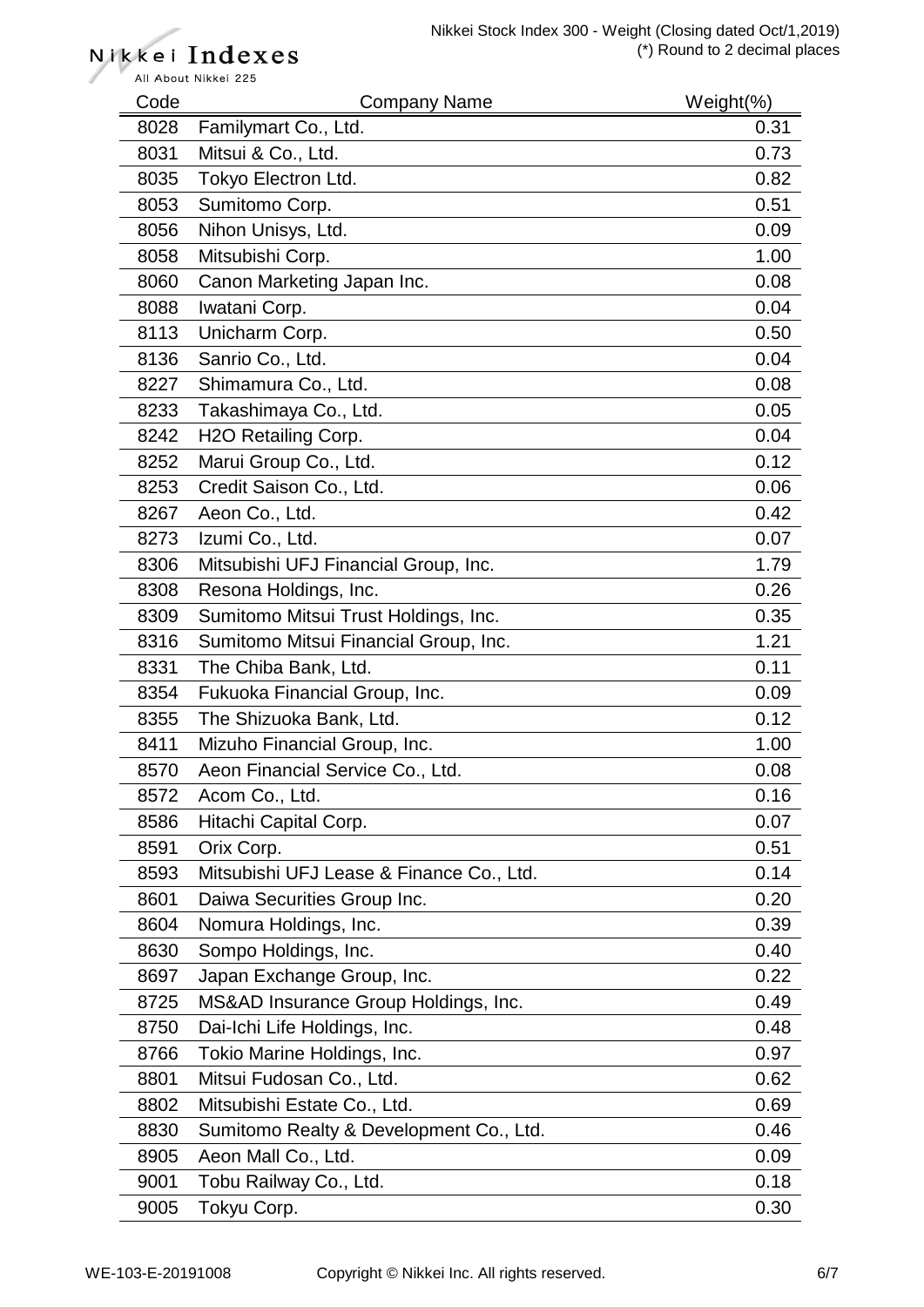Nikkei Stock Index 300 - Weight (Closing dated Oct/1,2019)
(*) Round to 2 decimal places

| Code | Company Name | Weight(%) |
|---|---|---|
| 8028 | Familymart Co., Ltd. | 0.31 |
| 8031 | Mitsui & Co., Ltd. | 0.73 |
| 8035 | Tokyo Electron Ltd. | 0.82 |
| 8053 | Sumitomo Corp. | 0.51 |
| 8056 | Nihon Unisys, Ltd. | 0.09 |
| 8058 | Mitsubishi Corp. | 1.00 |
| 8060 | Canon Marketing Japan Inc. | 0.08 |
| 8088 | Iwatani Corp. | 0.04 |
| 8113 | Unicharm Corp. | 0.50 |
| 8136 | Sanrio Co., Ltd. | 0.04 |
| 8227 | Shimamura Co., Ltd. | 0.08 |
| 8233 | Takashimaya Co., Ltd. | 0.05 |
| 8242 | H2O Retailing Corp. | 0.04 |
| 8252 | Marui Group Co., Ltd. | 0.12 |
| 8253 | Credit Saison Co., Ltd. | 0.06 |
| 8267 | Aeon Co., Ltd. | 0.42 |
| 8273 | Izumi Co., Ltd. | 0.07 |
| 8306 | Mitsubishi UFJ Financial Group, Inc. | 1.79 |
| 8308 | Resona Holdings, Inc. | 0.26 |
| 8309 | Sumitomo Mitsui Trust Holdings, Inc. | 0.35 |
| 8316 | Sumitomo Mitsui Financial Group, Inc. | 1.21 |
| 8331 | The Chiba Bank, Ltd. | 0.11 |
| 8354 | Fukuoka Financial Group, Inc. | 0.09 |
| 8355 | The Shizuoka Bank, Ltd. | 0.12 |
| 8411 | Mizuho Financial Group, Inc. | 1.00 |
| 8570 | Aeon Financial Service Co., Ltd. | 0.08 |
| 8572 | Acom Co., Ltd. | 0.16 |
| 8586 | Hitachi Capital Corp. | 0.07 |
| 8591 | Orix Corp. | 0.51 |
| 8593 | Mitsubishi UFJ Lease & Finance Co., Ltd. | 0.14 |
| 8601 | Daiwa Securities Group Inc. | 0.20 |
| 8604 | Nomura Holdings, Inc. | 0.39 |
| 8630 | Sompo Holdings, Inc. | 0.40 |
| 8697 | Japan Exchange Group, Inc. | 0.22 |
| 8725 | MS&AD Insurance Group Holdings, Inc. | 0.49 |
| 8750 | Dai-Ichi Life Holdings, Inc. | 0.48 |
| 8766 | Tokio Marine Holdings, Inc. | 0.97 |
| 8801 | Mitsui Fudosan Co., Ltd. | 0.62 |
| 8802 | Mitsubishi Estate Co., Ltd. | 0.69 |
| 8830 | Sumitomo Realty & Development Co., Ltd. | 0.46 |
| 8905 | Aeon Mall Co., Ltd. | 0.09 |
| 9001 | Tobu Railway Co., Ltd. | 0.18 |
| 9005 | Tokyu Corp. | 0.30 |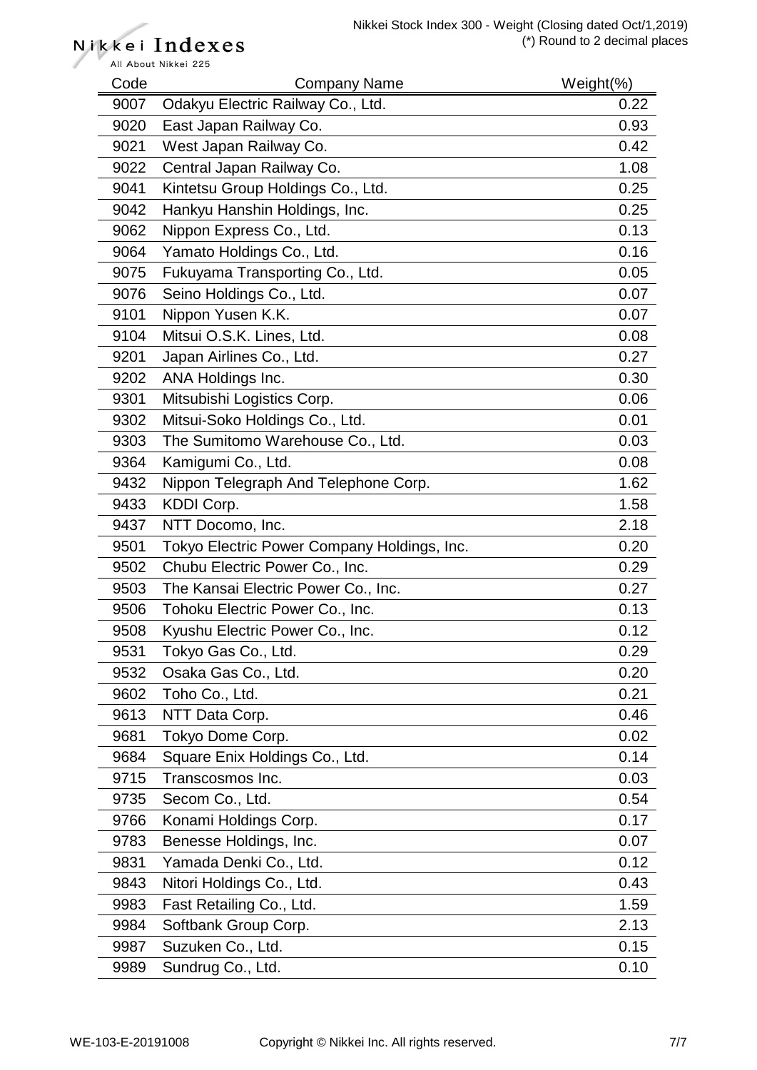| Code | Company Name | Weight(%) |
|---|---|---|
| 9007 | Odakyu Electric Railway Co., Ltd. | 0.22 |
| 9020 | East Japan Railway Co. | 0.93 |
| 9021 | West Japan Railway Co. | 0.42 |
| 9022 | Central Japan Railway Co. | 1.08 |
| 9041 | Kintetsu Group Holdings Co., Ltd. | 0.25 |
| 9042 | Hankyu Hanshin Holdings, Inc. | 0.25 |
| 9062 | Nippon Express Co., Ltd. | 0.13 |
| 9064 | Yamato Holdings Co., Ltd. | 0.16 |
| 9075 | Fukuyama Transporting Co., Ltd. | 0.05 |
| 9076 | Seino Holdings Co., Ltd. | 0.07 |
| 9101 | Nippon Yusen K.K. | 0.07 |
| 9104 | Mitsui O.S.K. Lines, Ltd. | 0.08 |
| 9201 | Japan Airlines Co., Ltd. | 0.27 |
| 9202 | ANA Holdings Inc. | 0.30 |
| 9301 | Mitsubishi Logistics Corp. | 0.06 |
| 9302 | Mitsui-Soko Holdings Co., Ltd. | 0.01 |
| 9303 | The Sumitomo Warehouse Co., Ltd. | 0.03 |
| 9364 | Kamigumi Co., Ltd. | 0.08 |
| 9432 | Nippon Telegraph And Telephone Corp. | 1.62 |
| 9433 | KDDI Corp. | 1.58 |
| 9437 | NTT Docomo, Inc. | 2.18 |
| 9501 | Tokyo Electric Power Company Holdings, Inc. | 0.20 |
| 9502 | Chubu Electric Power Co., Inc. | 0.29 |
| 9503 | The Kansai Electric Power Co., Inc. | 0.27 |
| 9506 | Tohoku Electric Power Co., Inc. | 0.13 |
| 9508 | Kyushu Electric Power Co., Inc. | 0.12 |
| 9531 | Tokyo Gas Co., Ltd. | 0.29 |
| 9532 | Osaka Gas Co., Ltd. | 0.20 |
| 9602 | Toho Co., Ltd. | 0.21 |
| 9613 | NTT Data Corp. | 0.46 |
| 9681 | Tokyo Dome Corp. | 0.02 |
| 9684 | Square Enix Holdings Co., Ltd. | 0.14 |
| 9715 | Transcosmos Inc. | 0.03 |
| 9735 | Secom Co., Ltd. | 0.54 |
| 9766 | Konami Holdings Corp. | 0.17 |
| 9783 | Benesse Holdings, Inc. | 0.07 |
| 9831 | Yamada Denki Co., Ltd. | 0.12 |
| 9843 | Nitori Holdings Co., Ltd. | 0.43 |
| 9983 | Fast Retailing Co., Ltd. | 1.59 |
| 9984 | Softbank Group Corp. | 2.13 |
| 9987 | Suzuken Co., Ltd. | 0.15 |
| 9989 | Sundrug Co., Ltd. | 0.10 |